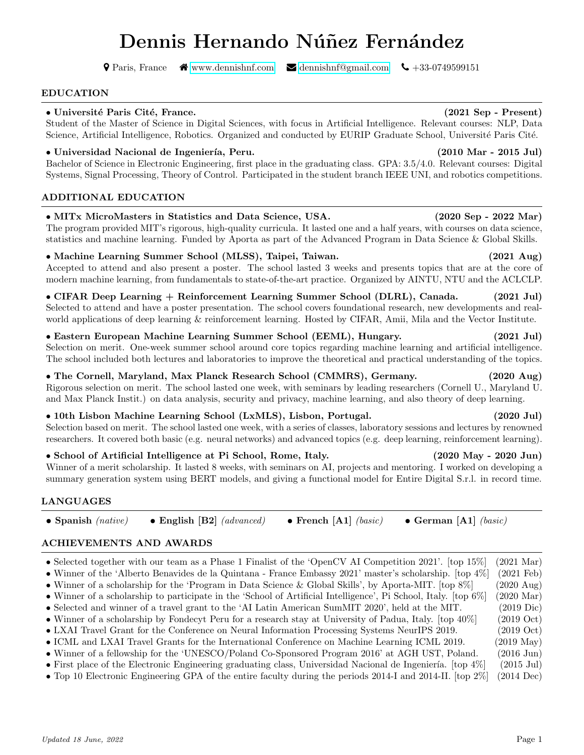# Dennis Hernando Núñez Fernández

Paris, France · www.dennishnf.com · dennishnf@gmail.com · +33-0749599151

## EDUCATION

• **Université Paris Cité, France.** **(2021 Sep - Present)**
Student of the Master of Science in Digital Sciences, with focus in Artificial Intelligence. Relevant courses: NLP, Data Science, Artificial Intelligence, Robotics. Organized and conducted by EURIP Graduate School, Université Paris Cité.

• **Universidad Nacional de Ingeniería, Peru.** **(2010 Mar - 2015 Jul)**
Bachelor of Science in Electronic Engineering, first place in the graduating class. GPA: 3.5/4.0. Relevant courses: Digital Systems, Signal Processing, Theory of Control. Participated in the student branch IEEE UNI, and robotics competitions.

## ADDITIONAL EDUCATION

• **MITx MicroMasters in Statistics and Data Science, USA.** **(2020 Sep - 2022 Mar)**
The program provided MIT's rigorous, high-quality curricula. It lasted one and a half years, with courses on data science, statistics and machine learning. Funded by Aporta as part of the Advanced Program in Data Science & Global Skills.

• **Machine Learning Summer School (MLSS), Taipei, Taiwan.** **(2021 Aug)**
Accepted to attend and also present a poster. The school lasted 3 weeks and presents topics that are at the core of modern machine learning, from fundamentals to state-of-the-art practice. Organized by AINTU, NTU and the ACLCLP.

• **CIFAR Deep Learning + Reinforcement Learning Summer School (DLRL), Canada.** **(2021 Jul)**
Selected to attend and have a poster presentation. The school covers foundational research, new developments and real-world applications of deep learning & reinforcement learning. Hosted by CIFAR, Amii, Mila and the Vector Institute.

• **Eastern European Machine Learning Summer School (EEML), Hungary.** **(2021 Jul)**
Selection on merit. One-week summer school around core topics regarding machine learning and artificial intelligence. The school included both lectures and laboratories to improve the theoretical and practical understanding of the topics.

• **The Cornell, Maryland, Max Planck Research School (CMMRS), Germany.** **(2020 Aug)**
Rigorous selection on merit. The school lasted one week, with seminars by leading researchers (Cornell U., Maryland U. and Max Planck Instit.) on data analysis, security and privacy, machine learning, and also theory of deep learning.

• **10th Lisbon Machine Learning School (LxMLS), Lisbon, Portugal.** **(2020 Jul)**
Selection based on merit. The school lasted one week, with a series of classes, laboratory sessions and lectures by renowned researchers. It covered both basic (e.g. neural networks) and advanced topics (e.g. deep learning, reinforcement learning).

• **School of Artificial Intelligence at Pi School, Rome, Italy.** **(2020 May - 2020 Jun)**
Winner of a merit scholarship. It lasted 8 weeks, with seminars on AI, projects and mentoring. I worked on developing a summary generation system using BERT models, and giving a functional model for Entire Digital S.r.l. in record time.

## LANGUAGES

• **Spanish** *(native)* • **English [B2]** *(advanced)* • **French [A1]** *(basic)* • **German [A1]** *(basic)*

## ACHIEVEMENTS AND AWARDS

- Selected together with our team as a Phase 1 Finalist of the 'OpenCV AI Competition 2021'. [top 15%] (2021 Mar)
- Winner of the 'Alberto Benavides de la Quintana - France Embassy 2021' master's scholarship. [top 4%] (2021 Feb)
- Winner of a scholarship for the 'Program in Data Science & Global Skills', by Aporta-MIT. [top 8%] (2020 Aug)
- Winner of a scholarship to participate in the 'School of Artificial Intelligence', Pi School, Italy. [top 6%] (2020 Mar)
- Selected and winner of a travel grant to the 'AI Latin American SumMIT 2020', held at the MIT. (2019 Dic)
- Winner of a scholarship by Fondecyt Peru for a research stay at University of Padua, Italy. [top 40%] (2019 Oct)
- LXAI Travel Grant for the Conference on Neural Information Processing Systems NeurIPS 2019. (2019 Oct)
- ICML and LXAI Travel Grants for the International Conference on Machine Learning ICML 2019. (2019 May)
- Winner of a fellowship for the 'UNESCO/Poland Co-Sponsored Program 2016' at AGH UST, Poland. (2016 Jun)
- First place of the Electronic Engineering graduating class, Universidad Nacional de Ingeniería. [top 4%] (2015 Jul)
- Top 10 Electronic Engineering GPA of the entire faculty during the periods 2014-I and 2014-II. [top 2%] (2014 Dec)

*Updated 18 June, 2022*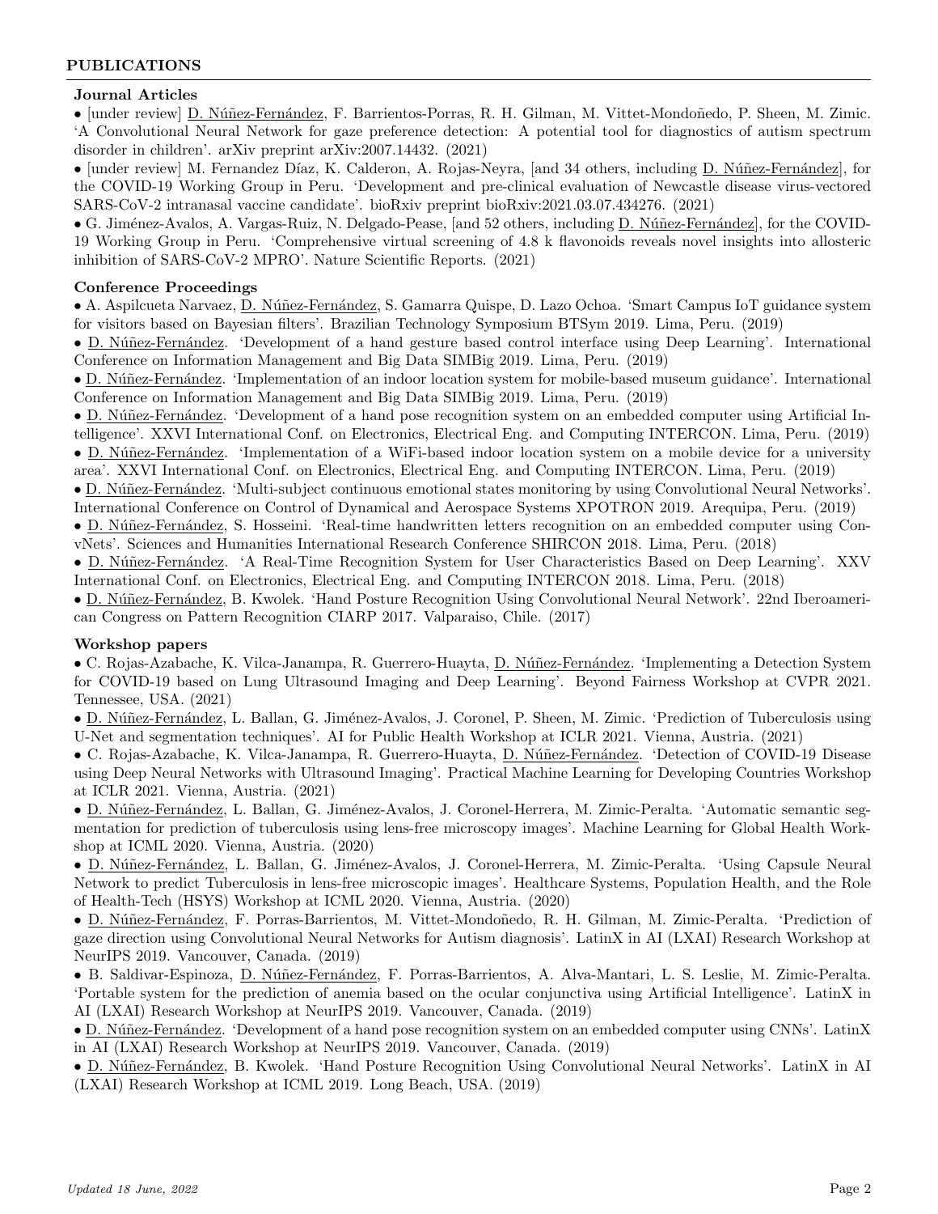## PUBLICATIONS

### Journal Articles

- [under review] D. Núñez-Fernández, F. Barrientos-Porras, R. H. Gilman, M. Vittet-Mondoñedo, P. Sheen, M. Zimic. 'A Convolutional Neural Network for gaze preference detection: A potential tool for diagnostics of autism spectrum disorder in children'. arXiv preprint arXiv:2007.14432. (2021)
- [under review] M. Fernandez Díaz, K. Calderon, A. Rojas-Neyra, [and 34 others, including D. Núñez-Fernández], for the COVID-19 Working Group in Peru. 'Development and pre-clinical evaluation of Newcastle disease virus-vectored SARS-CoV-2 intranasal vaccine candidate'. bioRxiv preprint bioRxiv:2021.03.07.434276. (2021)
- G. Jiménez-Avalos, A. Vargas-Ruiz, N. Delgado-Pease, [and 52 others, including D. Núñez-Fernández], for the COVID-19 Working Group in Peru. 'Comprehensive virtual screening of 4.8 k flavonoids reveals novel insights into allosteric inhibition of SARS-CoV-2 MPRO'. Nature Scientific Reports. (2021)

### Conference Proceedings

- A. Aspilcueta Narvaez, D. Núñez-Fernández, S. Gamarra Quispe, D. Lazo Ochoa. 'Smart Campus IoT guidance system for visitors based on Bayesian filters'. Brazilian Technology Symposium BTSym 2019. Lima, Peru. (2019)
- D. Núñez-Fernández. 'Development of a hand gesture based control interface using Deep Learning'. International Conference on Information Management and Big Data SIMBig 2019. Lima, Peru. (2019)
- D. Núñez-Fernández. 'Implementation of an indoor location system for mobile-based museum guidance'. International Conference on Information Management and Big Data SIMBig 2019. Lima, Peru. (2019)
- D. Núñez-Fernández. 'Development of a hand pose recognition system on an embedded computer using Artificial Intelligence'. XXVI International Conf. on Electronics, Electrical Eng. and Computing INTERCON. Lima, Peru. (2019)
- D. Núñez-Fernández. 'Implementation of a WiFi-based indoor location system on a mobile device for a university area'. XXVI International Conf. on Electronics, Electrical Eng. and Computing INTERCON. Lima, Peru. (2019)
- D. Núñez-Fernández. 'Multi-subject continuous emotional states monitoring by using Convolutional Neural Networks'. International Conference on Control of Dynamical and Aerospace Systems XPOTRON 2019. Arequipa, Peru. (2019)
- D. Núñez-Fernández, S. Hosseini. 'Real-time handwritten letters recognition on an embedded computer using ConvNets'. Sciences and Humanities International Research Conference SHIRCON 2018. Lima, Peru. (2018)
- D. Núñez-Fernández. 'A Real-Time Recognition System for User Characteristics Based on Deep Learning'. XXV International Conf. on Electronics, Electrical Eng. and Computing INTERCON 2018. Lima, Peru. (2018)
- D. Núñez-Fernández, B. Kwolek. 'Hand Posture Recognition Using Convolutional Neural Network'. 22nd Iberoamerican Congress on Pattern Recognition CIARP 2017. Valparaiso, Chile. (2017)

### Workshop papers

- C. Rojas-Azabache, K. Vilca-Janampa, R. Guerrero-Huayta, D. Núñez-Fernández. 'Implementing a Detection System for COVID-19 based on Lung Ultrasound Imaging and Deep Learning'. Beyond Fairness Workshop at CVPR 2021. Tennessee, USA. (2021)
- D. Núñez-Fernández, L. Ballan, G. Jiménez-Avalos, J. Coronel, P. Sheen, M. Zimic. 'Prediction of Tuberculosis using U-Net and segmentation techniques'. AI for Public Health Workshop at ICLR 2021. Vienna, Austria. (2021)
- C. Rojas-Azabache, K. Vilca-Janampa, R. Guerrero-Huayta, D. Núñez-Fernández. 'Detection of COVID-19 Disease using Deep Neural Networks with Ultrasound Imaging'. Practical Machine Learning for Developing Countries Workshop at ICLR 2021. Vienna, Austria. (2021)
- D. Núñez-Fernández, L. Ballan, G. Jiménez-Avalos, J. Coronel-Herrera, M. Zimic-Peralta. 'Automatic semantic segmentation for prediction of tuberculosis using lens-free microscopy images'. Machine Learning for Global Health Workshop at ICML 2020. Vienna, Austria. (2020)
- D. Núñez-Fernández, L. Ballan, G. Jiménez-Avalos, J. Coronel-Herrera, M. Zimic-Peralta. 'Using Capsule Neural Network to predict Tuberculosis in lens-free microscopic images'. Healthcare Systems, Population Health, and the Role of Health-Tech (HSYS) Workshop at ICML 2020. Vienna, Austria. (2020)
- D. Núñez-Fernández, F. Porras-Barrientos, M. Vittet-Mondoñedo, R. H. Gilman, M. Zimic-Peralta. 'Prediction of gaze direction using Convolutional Neural Networks for Autism diagnosis'. LatinX in AI (LXAI) Research Workshop at NeurIPS 2019. Vancouver, Canada. (2019)
- B. Saldivar-Espinoza, D. Núñez-Fernández, F. Porras-Barrientos, A. Alva-Mantari, L. S. Leslie, M. Zimic-Peralta. 'Portable system for the prediction of anemia based on the ocular conjunctiva using Artificial Intelligence'. LatinX in AI (LXAI) Research Workshop at NeurIPS 2019. Vancouver, Canada. (2019)
- D. Núñez-Fernández. 'Development of a hand pose recognition system on an embedded computer using CNNs'. LatinX in AI (LXAI) Research Workshop at NeurIPS 2019. Vancouver, Canada. (2019)
- D. Núñez-Fernández, B. Kwolek. 'Hand Posture Recognition Using Convolutional Neural Networks'. LatinX in AI (LXAI) Research Workshop at ICML 2019. Long Beach, USA. (2019)

*Updated 18 June, 2022*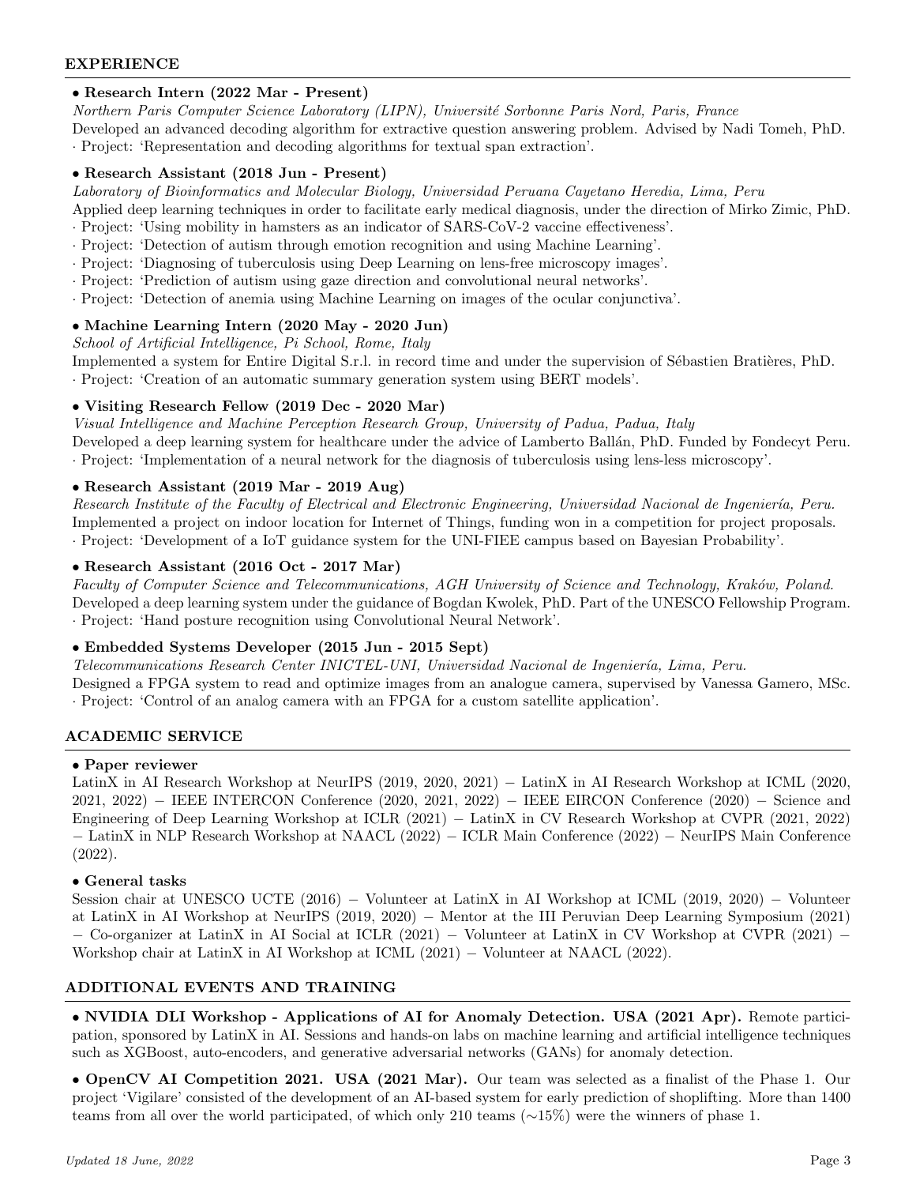## EXPERIENCE

- **Research Intern (2022 Mar - Present)**
  *Northern Paris Computer Science Laboratory (LIPN), Université Sorbonne Paris Nord, Paris, France*
  Developed an advanced decoding algorithm for extractive question answering problem. Advised by Nadi Tomeh, PhD.
  · Project: 'Representation and decoding algorithms for textual span extraction'.

- **Research Assistant (2018 Jun - Present)**
  *Laboratory of Bioinformatics and Molecular Biology, Universidad Peruana Cayetano Heredia, Lima, Peru*
  Applied deep learning techniques in order to facilitate early medical diagnosis, under the direction of Mirko Zimic, PhD.
  · Project: 'Using mobility in hamsters as an indicator of SARS-CoV-2 vaccine effectiveness'.
  · Project: 'Detection of autism through emotion recognition and using Machine Learning'.
  · Project: 'Diagnosing of tuberculosis using Deep Learning on lens-free microscopy images'.
  · Project: 'Prediction of autism using gaze direction and convolutional neural networks'.
  · Project: 'Detection of anemia using Machine Learning on images of the ocular conjunctiva'.

- **Machine Learning Intern (2020 May - 2020 Jun)**
  *School of Artificial Intelligence, Pi School, Rome, Italy*
  Implemented a system for Entire Digital S.r.l. in record time and under the supervision of Sébastien Bratières, PhD.
  · Project: 'Creation of an automatic summary generation system using BERT models'.

- **Visiting Research Fellow (2019 Dec - 2020 Mar)**
  *Visual Intelligence and Machine Perception Research Group, University of Padua, Padua, Italy*
  Developed a deep learning system for healthcare under the advice of Lamberto Ballán, PhD. Funded by Fondecyt Peru.
  · Project: 'Implementation of a neural network for the diagnosis of tuberculosis using lens-less microscopy'.

- **Research Assistant (2019 Mar - 2019 Aug)**
  *Research Institute of the Faculty of Electrical and Electronic Engineering, Universidad Nacional de Ingeniería, Peru.*
  Implemented a project on indoor location for Internet of Things, funding won in a competition for project proposals.
  · Project: 'Development of a IoT guidance system for the UNI-FIEE campus based on Bayesian Probability'.

- **Research Assistant (2016 Oct - 2017 Mar)**
  *Faculty of Computer Science and Telecommunications, AGH University of Science and Technology, Kraków, Poland.*
  Developed a deep learning system under the guidance of Bogdan Kwolek, PhD. Part of the UNESCO Fellowship Program.
  · Project: 'Hand posture recognition using Convolutional Neural Network'.

- **Embedded Systems Developer (2015 Jun - 2015 Sept)**
  *Telecommunications Research Center INICTEL-UNI, Universidad Nacional de Ingeniería, Lima, Peru.*
  Designed a FPGA system to read and optimize images from an analogue camera, supervised by Vanessa Gamero, MSc.
  · Project: 'Control of an analog camera with an FPGA for a custom satellite application'.

## ACADEMIC SERVICE

- **Paper reviewer**
  LatinX in AI Research Workshop at NeurIPS (2019, 2020, 2021) − LatinX in AI Research Workshop at ICML (2020, 2021, 2022) − IEEE INTERCON Conference (2020, 2021, 2022) − IEEE EIRCON Conference (2020) − Science and Engineering of Deep Learning Workshop at ICLR (2021) − LatinX in CV Research Workshop at CVPR (2021, 2022) − LatinX in NLP Research Workshop at NAACL (2022) − ICLR Main Conference (2022) − NeurIPS Main Conference (2022).

- **General tasks**
  Session chair at UNESCO UCTE (2016) − Volunteer at LatinX in AI Workshop at ICML (2019, 2020) − Volunteer at LatinX in AI Workshop at NeurIPS (2019, 2020) − Mentor at the III Peruvian Deep Learning Symposium (2021) − Co-organizer at LatinX in AI Social at ICLR (2021) − Volunteer at LatinX in CV Workshop at CVPR (2021) − Workshop chair at LatinX in AI Workshop at ICML (2021) − Volunteer at NAACL (2022).

## ADDITIONAL EVENTS AND TRAINING

- **NVIDIA DLI Workshop - Applications of AI for Anomaly Detection. USA (2021 Apr).** Remote participation, sponsored by LatinX in AI. Sessions and hands-on labs on machine learning and artificial intelligence techniques such as XGBoost, auto-encoders, and generative adversarial networks (GANs) for anomaly detection.

- **OpenCV AI Competition 2021. USA (2021 Mar).** Our team was selected as a finalist of the Phase 1. Our project 'Vigilare' consisted of the development of an AI-based system for early prediction of shoplifting. More than 1400 teams from all over the world participated, of which only 210 teams (∼15%) were the winners of phase 1.

*Updated 18 June, 2022*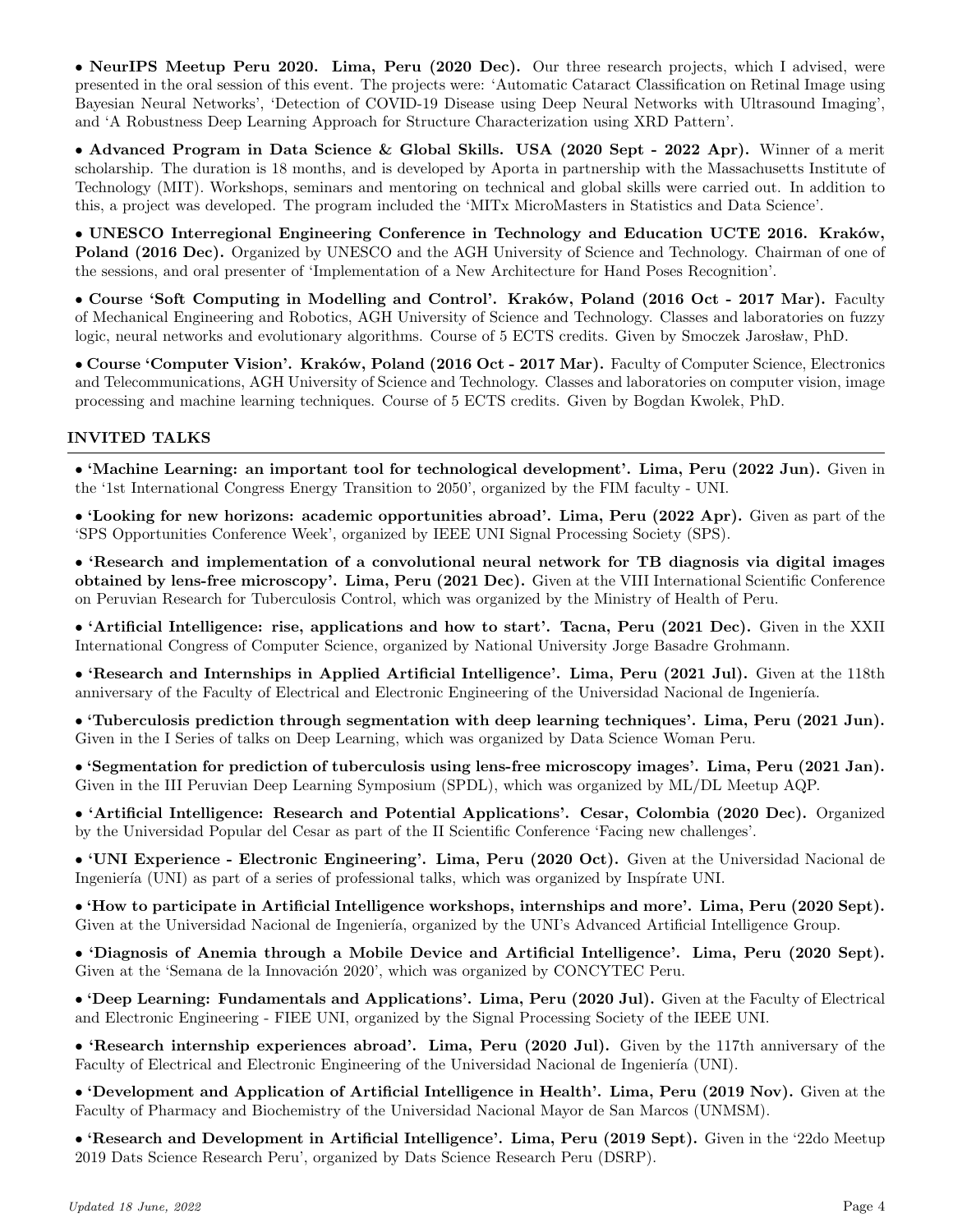- **NeurIPS Meetup Peru 2020. Lima, Peru (2020 Dec).** Our three research projects, which I advised, were presented in the oral session of this event. The projects were: 'Automatic Cataract Classification on Retinal Image using Bayesian Neural Networks', 'Detection of COVID-19 Disease using Deep Neural Networks with Ultrasound Imaging', and 'A Robustness Deep Learning Approach for Structure Characterization using XRD Pattern'.

- **Advanced Program in Data Science & Global Skills. USA (2020 Sept - 2022 Apr).** Winner of a merit scholarship. The duration is 18 months, and is developed by Aporta in partnership with the Massachusetts Institute of Technology (MIT). Workshops, seminars and mentoring on technical and global skills were carried out. In addition to this, a project was developed. The program included the 'MITx MicroMasters in Statistics and Data Science'.

- **UNESCO Interregional Engineering Conference in Technology and Education UCTE 2016. Kraków, Poland (2016 Dec).** Organized by UNESCO and the AGH University of Science and Technology. Chairman of one of the sessions, and oral presenter of 'Implementation of a New Architecture for Hand Poses Recognition'.

- **Course 'Soft Computing in Modelling and Control'. Kraków, Poland (2016 Oct - 2017 Mar).** Faculty of Mechanical Engineering and Robotics, AGH University of Science and Technology. Classes and laboratories on fuzzy logic, neural networks and evolutionary algorithms. Course of 5 ECTS credits. Given by Smoczek Jarosław, PhD.

- **Course 'Computer Vision'. Kraków, Poland (2016 Oct - 2017 Mar).** Faculty of Computer Science, Electronics and Telecommunications, AGH University of Science and Technology. Classes and laboratories on computer vision, image processing and machine learning techniques. Course of 5 ECTS credits. Given by Bogdan Kwolek, PhD.

## INVITED TALKS

- **'Machine Learning: an important tool for technological development'. Lima, Peru (2022 Jun).** Given in the '1st International Congress Energy Transition to 2050', organized by the FIM faculty - UNI.

- **'Looking for new horizons: academic opportunities abroad'. Lima, Peru (2022 Apr).** Given as part of the 'SPS Opportunities Conference Week', organized by IEEE UNI Signal Processing Society (SPS).

- **'Research and implementation of a convolutional neural network for TB diagnosis via digital images obtained by lens-free microscopy'. Lima, Peru (2021 Dec).** Given at the VIII International Scientific Conference on Peruvian Research for Tuberculosis Control, which was organized by the Ministry of Health of Peru.

- **'Artificial Intelligence: rise, applications and how to start'. Tacna, Peru (2021 Dec).** Given in the XXII International Congress of Computer Science, organized by National University Jorge Basadre Grohmann.

- **'Research and Internships in Applied Artificial Intelligence'. Lima, Peru (2021 Jul).** Given at the 118th anniversary of the Faculty of Electrical and Electronic Engineering of the Universidad Nacional de Ingeniería.

- **'Tuberculosis prediction through segmentation with deep learning techniques'. Lima, Peru (2021 Jun).** Given in the I Series of talks on Deep Learning, which was organized by Data Science Woman Peru.

- **'Segmentation for prediction of tuberculosis using lens-free microscopy images'. Lima, Peru (2021 Jan).** Given in the III Peruvian Deep Learning Symposium (SPDL), which was organized by ML/DL Meetup AQP.

- **'Artificial Intelligence: Research and Potential Applications'. Cesar, Colombia (2020 Dec).** Organized by the Universidad Popular del Cesar as part of the II Scientific Conference 'Facing new challenges'.

- **'UNI Experience - Electronic Engineering'. Lima, Peru (2020 Oct).** Given at the Universidad Nacional de Ingeniería (UNI) as part of a series of professional talks, which was organized by Inspírate UNI.

- **'How to participate in Artificial Intelligence workshops, internships and more'. Lima, Peru (2020 Sept).** Given at the Universidad Nacional de Ingeniería, organized by the UNI's Advanced Artificial Intelligence Group.

- **'Diagnosis of Anemia through a Mobile Device and Artificial Intelligence'. Lima, Peru (2020 Sept).** Given at the 'Semana de la Innovación 2020', which was organized by CONCYTEC Peru.

- **'Deep Learning: Fundamentals and Applications'. Lima, Peru (2020 Jul).** Given at the Faculty of Electrical and Electronic Engineering - FIEE UNI, organized by the Signal Processing Society of the IEEE UNI.

- **'Research internship experiences abroad'. Lima, Peru (2020 Jul).** Given by the 117th anniversary of the Faculty of Electrical and Electronic Engineering of the Universidad Nacional de Ingeniería (UNI).

- **'Development and Application of Artificial Intelligence in Health'. Lima, Peru (2019 Nov).** Given at the Faculty of Pharmacy and Biochemistry of the Universidad Nacional Mayor de San Marcos (UNMSM).

- **'Research and Development in Artificial Intelligence'. Lima, Peru (2019 Sept).** Given in the '22do Meetup 2019 Dats Science Research Peru', organized by Dats Science Research Peru (DSRP).

*Updated 18 June, 2022*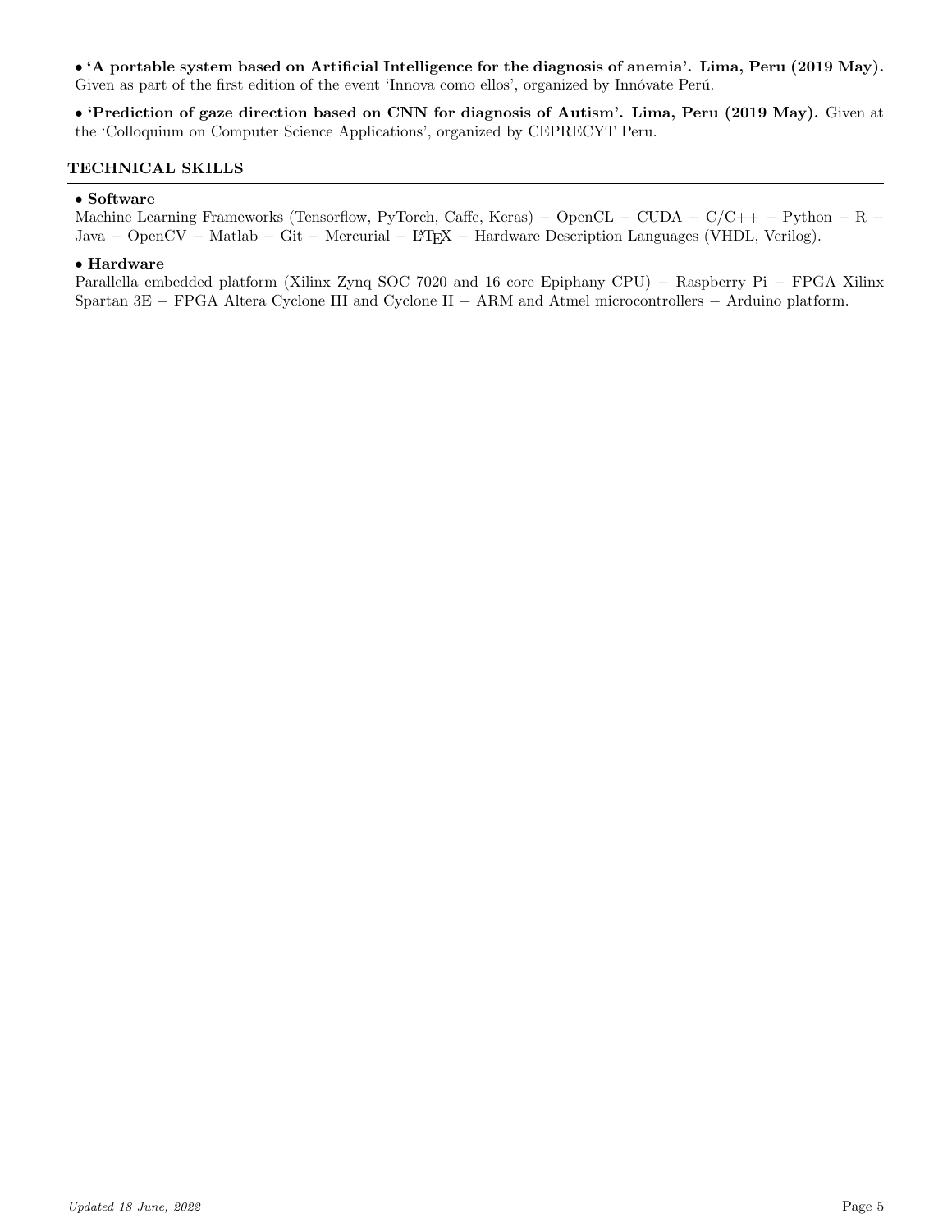- **‘A portable system based on Artificial Intelligence for the diagnosis of anemia’. Lima, Peru (2019 May).** Given as part of the first edition of the event ‘Innova como ellos’, organized by Innóvate Perú.

- **‘Prediction of gaze direction based on CNN for diagnosis of Autism’. Lima, Peru (2019 May).** Given at the ‘Colloquium on Computer Science Applications’, organized by CEPRECYT Peru.

## TECHNICAL SKILLS

- **Software**

Machine Learning Frameworks (Tensorflow, PyTorch, Caffe, Keras) − OpenCL − CUDA − C/C++ − Python − R − Java − OpenCV − Matlab − Git − Mercurial − LaTeX − Hardware Description Languages (VHDL, Verilog).

- **Hardware**

Parallella embedded platform (Xilinx Zynq SOC 7020 and 16 core Epiphany CPU) − Raspberry Pi − FPGA Xilinx Spartan 3E − FPGA Altera Cyclone III and Cyclone II − ARM and Atmel microcontrollers − Arduino platform.

*Updated 18 June, 2022*